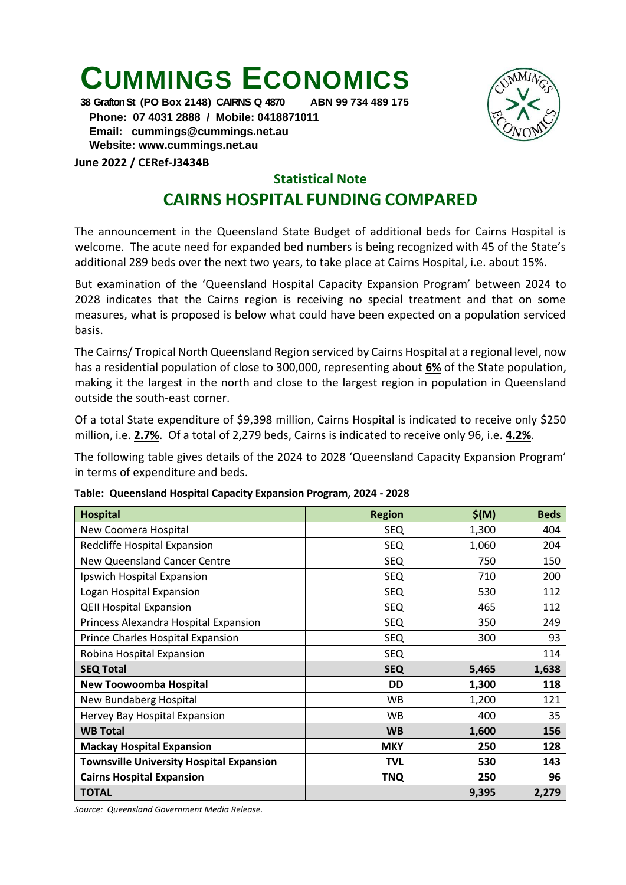# CUMMINGS ECONOMICS

**38 Grafton St (PO Box 2148) CAIRNS Q 4870 ABN 99 734 489 175**
**Phone: 07 4031 2888 / Mobile: 0418871011**
**Email: cummings@cummings.net.au**
**Website: www.cummings.net.au**

**June 2022 / CERef-J3434B**

### Statistical Note

## CAIRNS HOSPITAL FUNDING COMPARED

The announcement in the Queensland State Budget of additional beds for Cairns Hospital is welcome. The acute need for expanded bed numbers is being recognized with 45 of the State's additional 289 beds over the next two years, to take place at Cairns Hospital, i.e. about 15%.

But examination of the 'Queensland Hospital Capacity Expansion Program' between 2024 to 2028 indicates that the Cairns region is receiving no special treatment and that on some measures, what is proposed is below what could have been expected on a population serviced basis.

The Cairns/ Tropical North Queensland Region serviced by Cairns Hospital at a regional level, now has a residential population of close to 300,000, representing about **6%** of the State population, making it the largest in the north and close to the largest region in population in Queensland outside the south-east corner.

Of a total State expenditure of $9,398 million, Cairns Hospital is indicated to receive only $250 million, i.e. **2.7%**. Of a total of 2,279 beds, Cairns is indicated to receive only 96, i.e. **4.2%**.

The following table gives details of the 2024 to 2028 'Queensland Capacity Expansion Program' in terms of expenditure and beds.

**Table: Queensland Hospital Capacity Expansion Program, 2024 - 2028**

| Hospital | Region | $(M) | Beds |
|---|---|---|---|
| New Coomera Hospital | SEQ | 1,300 | 404 |
| Redcliffe Hospital Expansion | SEQ | 1,060 | 204 |
| New Queensland Cancer Centre | SEQ | 750 | 150 |
| Ipswich Hospital Expansion | SEQ | 710 | 200 |
| Logan Hospital Expansion | SEQ | 530 | 112 |
| QEII Hospital Expansion | SEQ | 465 | 112 |
| Princess Alexandra Hospital Expansion | SEQ | 350 | 249 |
| Prince Charles Hospital Expansion | SEQ | 300 | 93 |
| Robina Hospital Expansion | SEQ | | 114 |
| **SEQ Total** | **SEQ** | **5,465** | **1,638** |
| **New Toowoomba Hospital** | **DD** | **1,300** | **118** |
| New Bundaberg Hospital | WB | 1,200 | 121 |
| Hervey Bay Hospital Expansion | WB | 400 | 35 |
| **WB Total** | **WB** | **1,600** | **156** |
| **Mackay Hospital Expansion** | **MKY** | **250** | **128** |
| **Townsville University Hospital Expansion** | **TVL** | **530** | **143** |
| **Cairns Hospital Expansion** | **TNQ** | **250** | **96** |
| **TOTAL** | | **9,395** | **2,279** |

*Source: Queensland Government Media Release.*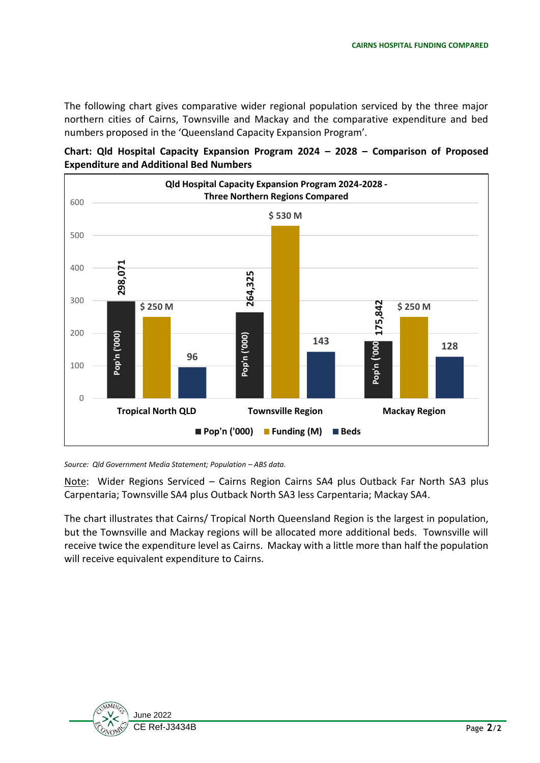The following chart gives comparative wider regional population serviced by the three major northern cities of Cairns, Townsville and Mackay and the comparative expenditure and bed numbers proposed in the 'Queensland Capacity Expansion Program'.

**Chart: Qld Hospital Capacity Expansion Program 2024 – 2028 – Comparison of Proposed Expenditure and Additional Bed Numbers**

Qld Hospital Capacity Expansion Program 2024-2028 - Three Northern Regions Compared

600
500
400
300
200
100
0

Tropical North QLD: 298,071 Pop'n ('000); $ 250 M; 96

Townsville Region: 264,325 Pop'n ('000); $ 530 M; 143

Mackay Region: 175,842 Pop'n ('000); $ 250 M; 128

Pop'n ('000) | Funding (M) | Beds

*Source: Qld Government Media Statement; Population – ABS data.*

Note: Wider Regions Serviced – Cairns Region Cairns SA4 plus Outback Far North SA3 plus Carpentaria; Townsville SA4 plus Outback North SA3 less Carpentaria; Mackay SA4.

The chart illustrates that Cairns/ Tropical North Queensland Region is the largest in population, but the Townsville and Mackay regions will be allocated more additional beds. Townsville will receive twice the expenditure level as Cairns. Mackay with a little more than half the population will receive equivalent expenditure to Cairns.